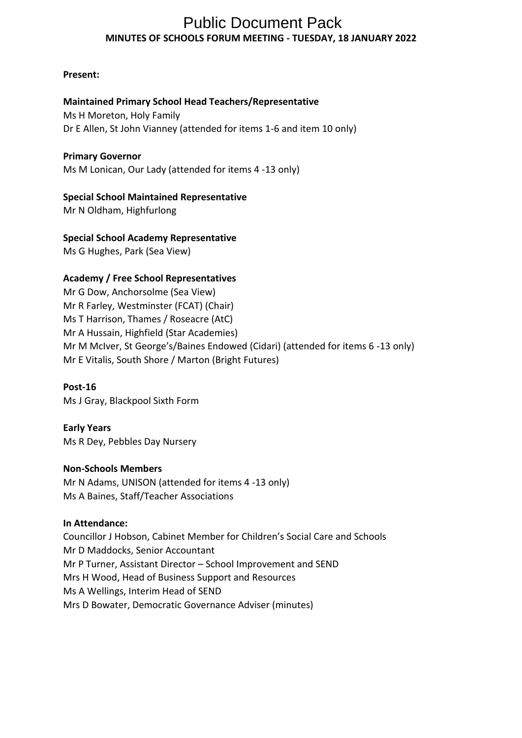# Public Document Pack

## MINUTES OF SCHOOLS FORUM MEETING - TUESDAY, 18 JANUARY 2022

**Present:**

**Maintained Primary School Head Teachers/Representative**
Ms H Moreton, Holy Family
Dr E Allen, St John Vianney (attended for items 1-6 and item 10 only)

**Primary Governor**
Ms M Lonican, Our Lady (attended for items 4 -13 only)

**Special School Maintained Representative**
Mr N Oldham, Highfurlong

**Special School Academy Representative**
Ms G Hughes, Park (Sea View)

**Academy / Free School Representatives**
Mr G Dow, Anchorsolme (Sea View)
Mr R Farley, Westminster (FCAT) (Chair)
Ms T Harrison, Thames / Roseacre (AtC)
Mr A Hussain, Highfield (Star Academies)
Mr M McIver, St George's/Baines Endowed (Cidari) (attended for items 6 -13 only)
Mr E Vitalis, South Shore / Marton (Bright Futures)

**Post-16**
Ms J Gray, Blackpool Sixth Form

**Early Years**
Ms R Dey, Pebbles Day Nursery

**Non-Schools Members**
Mr N Adams, UNISON (attended for items 4 -13 only)
Ms A Baines, Staff/Teacher Associations

**In Attendance:**
Councillor J Hobson, Cabinet Member for Children's Social Care and Schools
Mr D Maddocks, Senior Accountant
Mr P Turner, Assistant Director – School Improvement and SEND
Mrs H Wood, Head of Business Support and Resources
Ms A Wellings, Interim Head of SEND
Mrs D Bowater, Democratic Governance Adviser (minutes)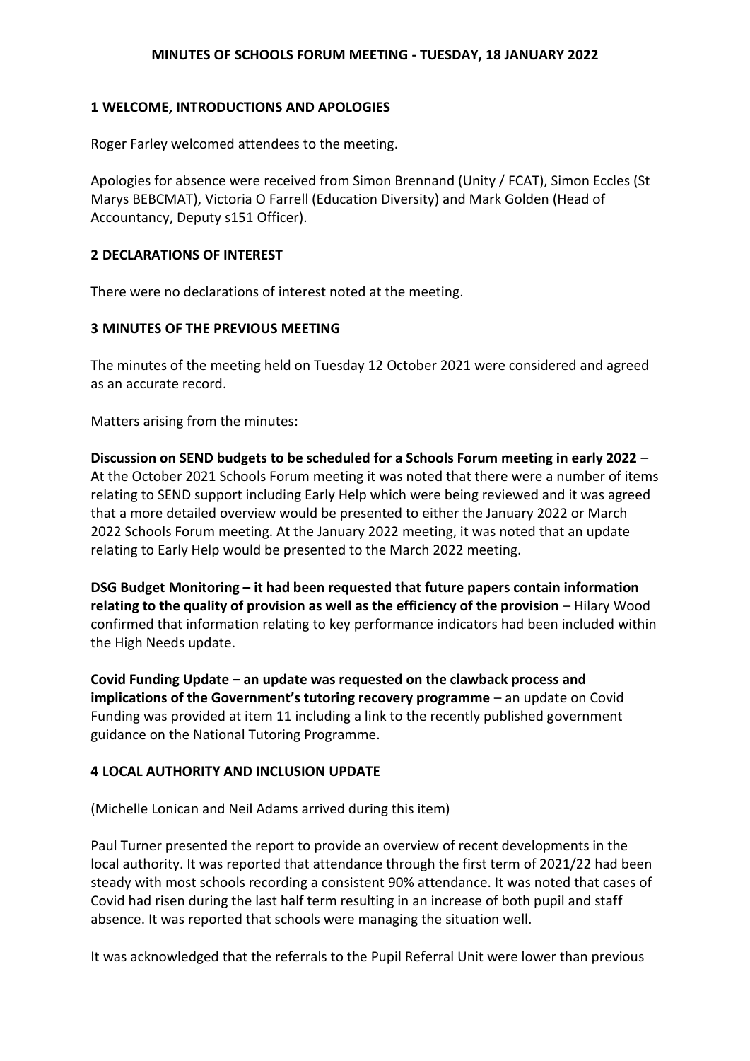## MINUTES OF SCHOOLS FORUM MEETING - TUESDAY, 18 JANUARY 2022

### 1 WELCOME, INTRODUCTIONS AND APOLOGIES

Roger Farley welcomed attendees to the meeting.

Apologies for absence were received from Simon Brennand (Unity / FCAT), Simon Eccles (St Marys BEBCMAT), Victoria O Farrell (Education Diversity) and Mark Golden (Head of Accountancy, Deputy s151 Officer).

### 2 DECLARATIONS OF INTEREST

There were no declarations of interest noted at the meeting.

### 3 MINUTES OF THE PREVIOUS MEETING

The minutes of the meeting held on Tuesday 12 October 2021 were considered and agreed as an accurate record.

Matters arising from the minutes:

**Discussion on SEND budgets to be scheduled for a Schools Forum meeting in early 2022** – At the October 2021 Schools Forum meeting it was noted that there were a number of items relating to SEND support including Early Help which were being reviewed and it was agreed that a more detailed overview would be presented to either the January 2022 or March 2022 Schools Forum meeting. At the January 2022 meeting, it was noted that an update relating to Early Help would be presented to the March 2022 meeting.

**DSG Budget Monitoring – it had been requested that future papers contain information relating to the quality of provision as well as the efficiency of the provision** – Hilary Wood confirmed that information relating to key performance indicators had been included within the High Needs update.

**Covid Funding Update – an update was requested on the clawback process and implications of the Government's tutoring recovery programme** – an update on Covid Funding was provided at item 11 including a link to the recently published government guidance on the National Tutoring Programme.

### 4 LOCAL AUTHORITY AND INCLUSION UPDATE

(Michelle Lonican and Neil Adams arrived during this item)

Paul Turner presented the report to provide an overview of recent developments in the local authority. It was reported that attendance through the first term of 2021/22 had been steady with most schools recording a consistent 90% attendance. It was noted that cases of Covid had risen during the last half term resulting in an increase of both pupil and staff absence. It was reported that schools were managing the situation well.

It was acknowledged that the referrals to the Pupil Referral Unit were lower than previous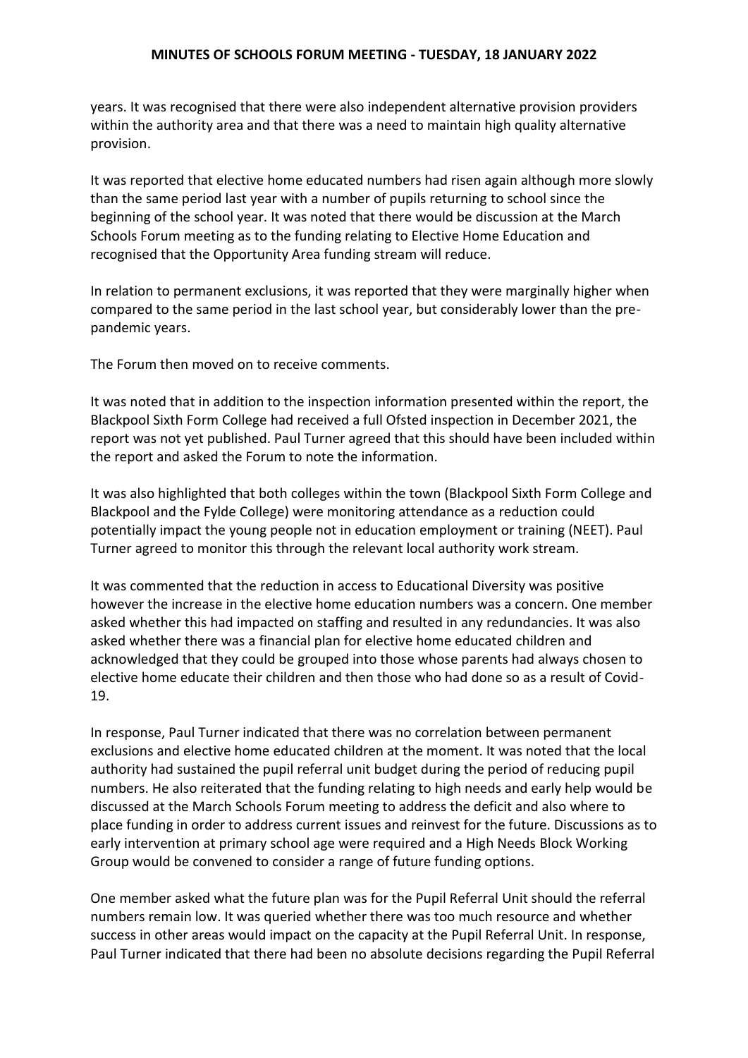years. It was recognised that there were also independent alternative provision providers within the authority area and that there was a need to maintain high quality alternative provision.

It was reported that elective home educated numbers had risen again although more slowly than the same period last year with a number of pupils returning to school since the beginning of the school year. It was noted that there would be discussion at the March Schools Forum meeting as to the funding relating to Elective Home Education and recognised that the Opportunity Area funding stream will reduce.

In relation to permanent exclusions, it was reported that they were marginally higher when compared to the same period in the last school year, but considerably lower than the pre-pandemic years.

The Forum then moved on to receive comments.

It was noted that in addition to the inspection information presented within the report, the Blackpool Sixth Form College had received a full Ofsted inspection in December 2021, the report was not yet published. Paul Turner agreed that this should have been included within the report and asked the Forum to note the information.

It was also highlighted that both colleges within the town (Blackpool Sixth Form College and Blackpool and the Fylde College) were monitoring attendance as a reduction could potentially impact the young people not in education employment or training (NEET). Paul Turner agreed to monitor this through the relevant local authority work stream.

It was commented that the reduction in access to Educational Diversity was positive however the increase in the elective home education numbers was a concern. One member asked whether this had impacted on staffing and resulted in any redundancies. It was also asked whether there was a financial plan for elective home educated children and acknowledged that they could be grouped into those whose parents had always chosen to elective home educate their children and then those who had done so as a result of Covid-19.

In response, Paul Turner indicated that there was no correlation between permanent exclusions and elective home educated children at the moment. It was noted that the local authority had sustained the pupil referral unit budget during the period of reducing pupil numbers. He also reiterated that the funding relating to high needs and early help would be discussed at the March Schools Forum meeting to address the deficit and also where to place funding in order to address current issues and reinvest for the future. Discussions as to early intervention at primary school age were required and a High Needs Block Working Group would be convened to consider a range of future funding options.

One member asked what the future plan was for the Pupil Referral Unit should the referral numbers remain low. It was queried whether there was too much resource and whether success in other areas would impact on the capacity at the Pupil Referral Unit. In response, Paul Turner indicated that there had been no absolute decisions regarding the Pupil Referral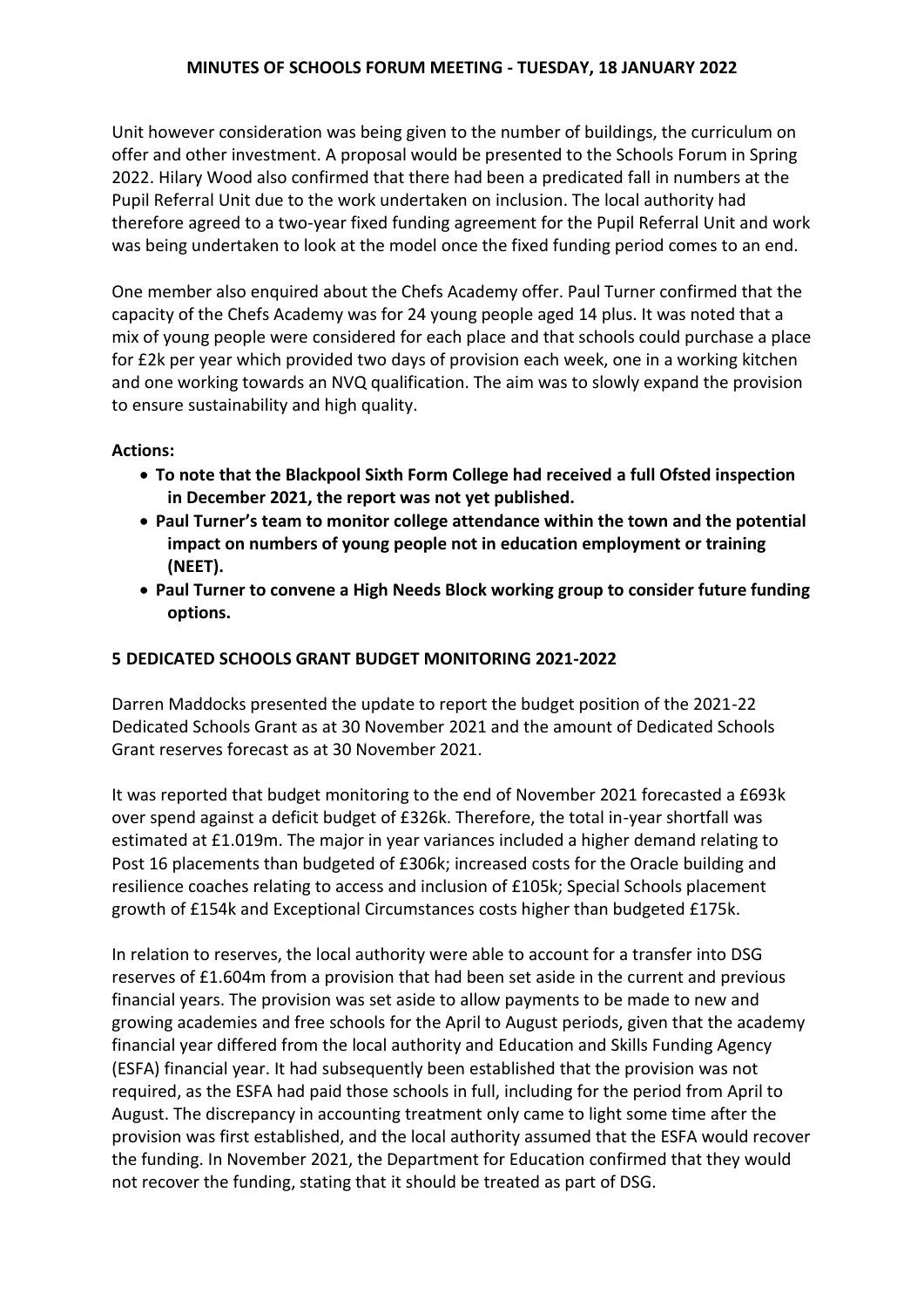Unit however consideration was being given to the number of buildings, the curriculum on offer and other investment. A proposal would be presented to the Schools Forum in Spring 2022. Hilary Wood also confirmed that there had been a predicated fall in numbers at the Pupil Referral Unit due to the work undertaken on inclusion. The local authority had therefore agreed to a two-year fixed funding agreement for the Pupil Referral Unit and work was being undertaken to look at the model once the fixed funding period comes to an end.

One member also enquired about the Chefs Academy offer. Paul Turner confirmed that the capacity of the Chefs Academy was for 24 young people aged 14 plus. It was noted that a mix of young people were considered for each place and that schools could purchase a place for £2k per year which provided two days of provision each week, one in a working kitchen and one working towards an NVQ qualification. The aim was to slowly expand the provision to ensure sustainability and high quality.

**Actions:**

- **To note that the Blackpool Sixth Form College had received a full Ofsted inspection in December 2021, the report was not yet published.**
- **Paul Turner's team to monitor college attendance within the town and the potential impact on numbers of young people not in education employment or training (NEET).**
- **Paul Turner to convene a High Needs Block working group to consider future funding options.**

## 5 DEDICATED SCHOOLS GRANT BUDGET MONITORING 2021-2022

Darren Maddocks presented the update to report the budget position of the 2021-22 Dedicated Schools Grant as at 30 November 2021 and the amount of Dedicated Schools Grant reserves forecast as at 30 November 2021.

It was reported that budget monitoring to the end of November 2021 forecasted a £693k over spend against a deficit budget of £326k. Therefore, the total in-year shortfall was estimated at £1.019m. The major in year variances included a higher demand relating to Post 16 placements than budgeted of £306k; increased costs for the Oracle building and resilience coaches relating to access and inclusion of £105k; Special Schools placement growth of £154k and Exceptional Circumstances costs higher than budgeted £175k.

In relation to reserves, the local authority were able to account for a transfer into DSG reserves of £1.604m from a provision that had been set aside in the current and previous financial years. The provision was set aside to allow payments to be made to new and growing academies and free schools for the April to August periods, given that the academy financial year differed from the local authority and Education and Skills Funding Agency (ESFA) financial year. It had subsequently been established that the provision was not required, as the ESFA had paid those schools in full, including for the period from April to August. The discrepancy in accounting treatment only came to light some time after the provision was first established, and the local authority assumed that the ESFA would recover the funding. In November 2021, the Department for Education confirmed that they would not recover the funding, stating that it should be treated as part of DSG.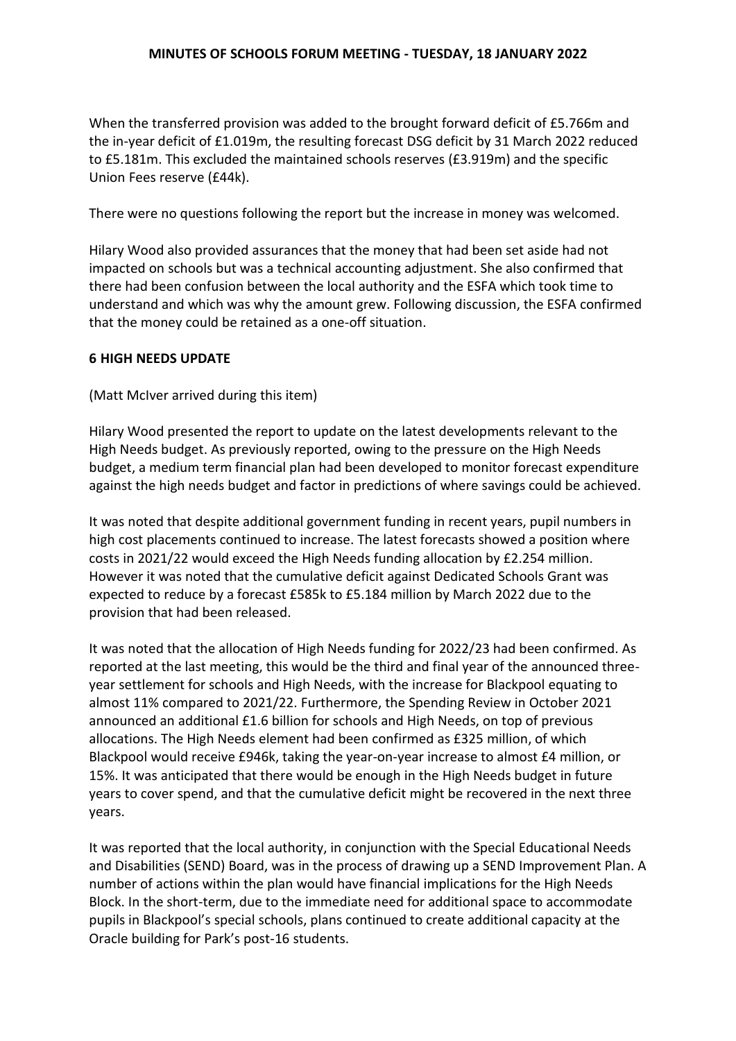When the transferred provision was added to the brought forward deficit of £5.766m and the in-year deficit of £1.019m, the resulting forecast DSG deficit by 31 March 2022 reduced to £5.181m. This excluded the maintained schools reserves (£3.919m) and the specific Union Fees reserve (£44k).

There were no questions following the report but the increase in money was welcomed.

Hilary Wood also provided assurances that the money that had been set aside had not impacted on schools but was a technical accounting adjustment. She also confirmed that there had been confusion between the local authority and the ESFA which took time to understand and which was why the amount grew. Following discussion, the ESFA confirmed that the money could be retained as a one-off situation.

## 6 HIGH NEEDS UPDATE

(Matt McIver arrived during this item)

Hilary Wood presented the report to update on the latest developments relevant to the High Needs budget. As previously reported, owing to the pressure on the High Needs budget, a medium term financial plan had been developed to monitor forecast expenditure against the high needs budget and factor in predictions of where savings could be achieved.

It was noted that despite additional government funding in recent years, pupil numbers in high cost placements continued to increase. The latest forecasts showed a position where costs in 2021/22 would exceed the High Needs funding allocation by £2.254 million. However it was noted that the cumulative deficit against Dedicated Schools Grant was expected to reduce by a forecast £585k to £5.184 million by March 2022 due to the provision that had been released.

It was noted that the allocation of High Needs funding for 2022/23 had been confirmed. As reported at the last meeting, this would be the third and final year of the announced three-year settlement for schools and High Needs, with the increase for Blackpool equating to almost 11% compared to 2021/22. Furthermore, the Spending Review in October 2021 announced an additional £1.6 billion for schools and High Needs, on top of previous allocations. The High Needs element had been confirmed as £325 million, of which Blackpool would receive £946k, taking the year-on-year increase to almost £4 million, or 15%. It was anticipated that there would be enough in the High Needs budget in future years to cover spend, and that the cumulative deficit might be recovered in the next three years.

It was reported that the local authority, in conjunction with the Special Educational Needs and Disabilities (SEND) Board, was in the process of drawing up a SEND Improvement Plan. A number of actions within the plan would have financial implications for the High Needs Block. In the short-term, due to the immediate need for additional space to accommodate pupils in Blackpool's special schools, plans continued to create additional capacity at the Oracle building for Park's post-16 students.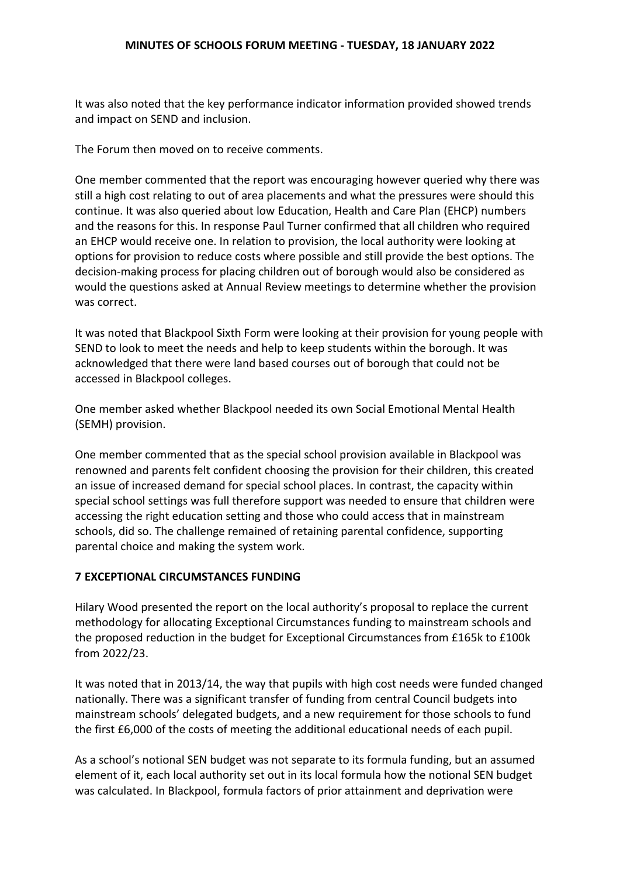It was also noted that the key performance indicator information provided showed trends and impact on SEND and inclusion.

The Forum then moved on to receive comments.

One member commented that the report was encouraging however queried why there was still a high cost relating to out of area placements and what the pressures were should this continue. It was also queried about low Education, Health and Care Plan (EHCP) numbers and the reasons for this. In response Paul Turner confirmed that all children who required an EHCP would receive one. In relation to provision, the local authority were looking at options for provision to reduce costs where possible and still provide the best options. The decision-making process for placing children out of borough would also be considered as would the questions asked at Annual Review meetings to determine whether the provision was correct.

It was noted that Blackpool Sixth Form were looking at their provision for young people with SEND to look to meet the needs and help to keep students within the borough. It was acknowledged that there were land based courses out of borough that could not be accessed in Blackpool colleges.

One member asked whether Blackpool needed its own Social Emotional Mental Health (SEMH) provision.

One member commented that as the special school provision available in Blackpool was renowned and parents felt confident choosing the provision for their children, this created an issue of increased demand for special school places. In contrast, the capacity within special school settings was full therefore support was needed to ensure that children were accessing the right education setting and those who could access that in mainstream schools, did so. The challenge remained of retaining parental confidence, supporting parental choice and making the system work.

## 7 EXCEPTIONAL CIRCUMSTANCES FUNDING

Hilary Wood presented the report on the local authority's proposal to replace the current methodology for allocating Exceptional Circumstances funding to mainstream schools and the proposed reduction in the budget for Exceptional Circumstances from £165k to £100k from 2022/23.

It was noted that in 2013/14, the way that pupils with high cost needs were funded changed nationally. There was a significant transfer of funding from central Council budgets into mainstream schools' delegated budgets, and a new requirement for those schools to fund the first £6,000 of the costs of meeting the additional educational needs of each pupil.

As a school's notional SEN budget was not separate to its formula funding, but an assumed element of it, each local authority set out in its local formula how the notional SEN budget was calculated. In Blackpool, formula factors of prior attainment and deprivation were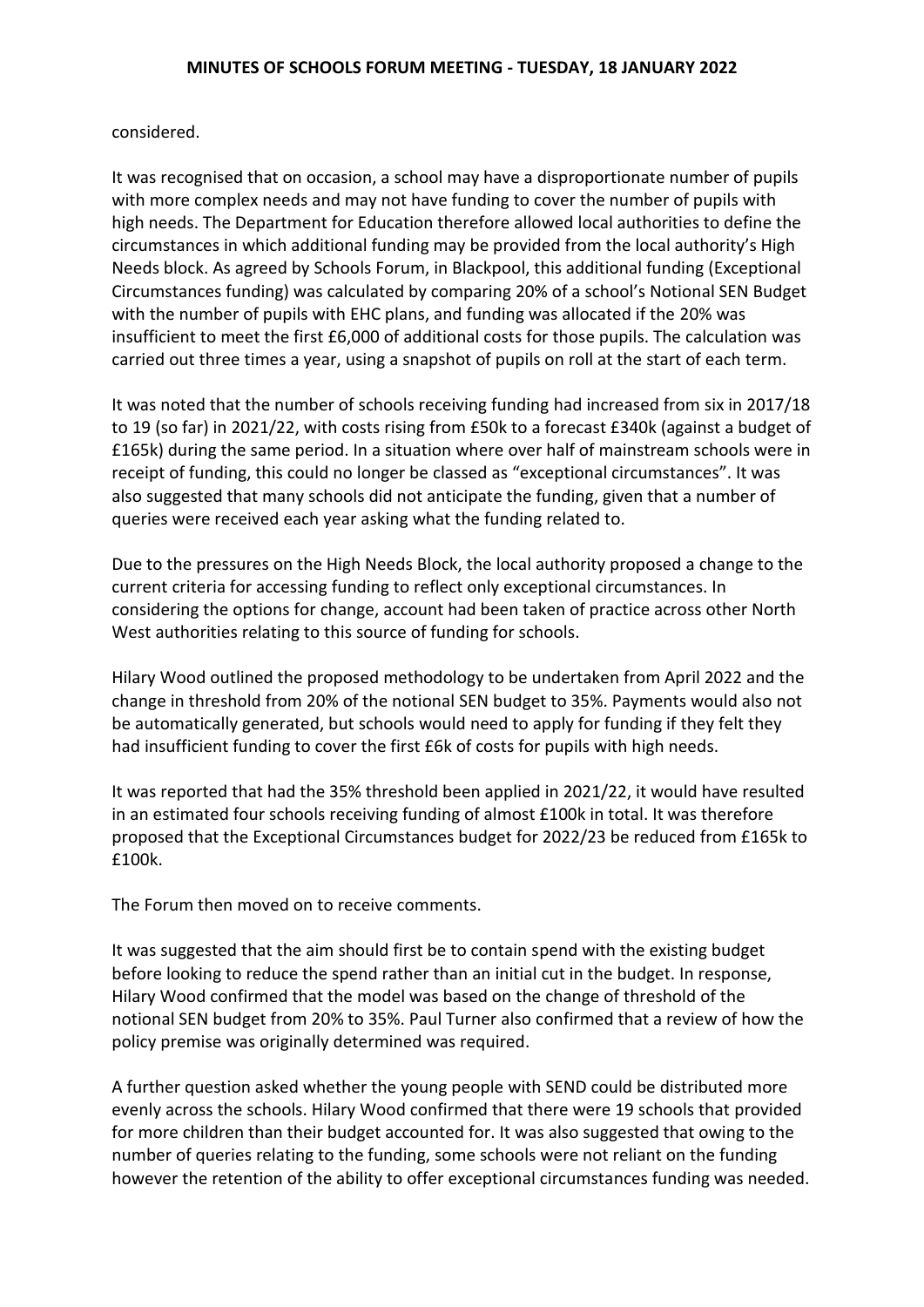considered.

It was recognised that on occasion, a school may have a disproportionate number of pupils with more complex needs and may not have funding to cover the number of pupils with high needs. The Department for Education therefore allowed local authorities to define the circumstances in which additional funding may be provided from the local authority's High Needs block. As agreed by Schools Forum, in Blackpool, this additional funding (Exceptional Circumstances funding) was calculated by comparing 20% of a school's Notional SEN Budget with the number of pupils with EHC plans, and funding was allocated if the 20% was insufficient to meet the first £6,000 of additional costs for those pupils. The calculation was carried out three times a year, using a snapshot of pupils on roll at the start of each term.

It was noted that the number of schools receiving funding had increased from six in 2017/18 to 19 (so far) in 2021/22, with costs rising from £50k to a forecast £340k (against a budget of £165k) during the same period. In a situation where over half of mainstream schools were in receipt of funding, this could no longer be classed as "exceptional circumstances". It was also suggested that many schools did not anticipate the funding, given that a number of queries were received each year asking what the funding related to.

Due to the pressures on the High Needs Block, the local authority proposed a change to the current criteria for accessing funding to reflect only exceptional circumstances. In considering the options for change, account had been taken of practice across other North West authorities relating to this source of funding for schools.

Hilary Wood outlined the proposed methodology to be undertaken from April 2022 and the change in threshold from 20% of the notional SEN budget to 35%. Payments would also not be automatically generated, but schools would need to apply for funding if they felt they had insufficient funding to cover the first £6k of costs for pupils with high needs.

It was reported that had the 35% threshold been applied in 2021/22, it would have resulted in an estimated four schools receiving funding of almost £100k in total. It was therefore proposed that the Exceptional Circumstances budget for 2022/23 be reduced from £165k to £100k.

The Forum then moved on to receive comments.

It was suggested that the aim should first be to contain spend with the existing budget before looking to reduce the spend rather than an initial cut in the budget. In response, Hilary Wood confirmed that the model was based on the change of threshold of the notional SEN budget from 20% to 35%. Paul Turner also confirmed that a review of how the policy premise was originally determined was required.

A further question asked whether the young people with SEND could be distributed more evenly across the schools. Hilary Wood confirmed that there were 19 schools that provided for more children than their budget accounted for. It was also suggested that owing to the number of queries relating to the funding, some schools were not reliant on the funding however the retention of the ability to offer exceptional circumstances funding was needed.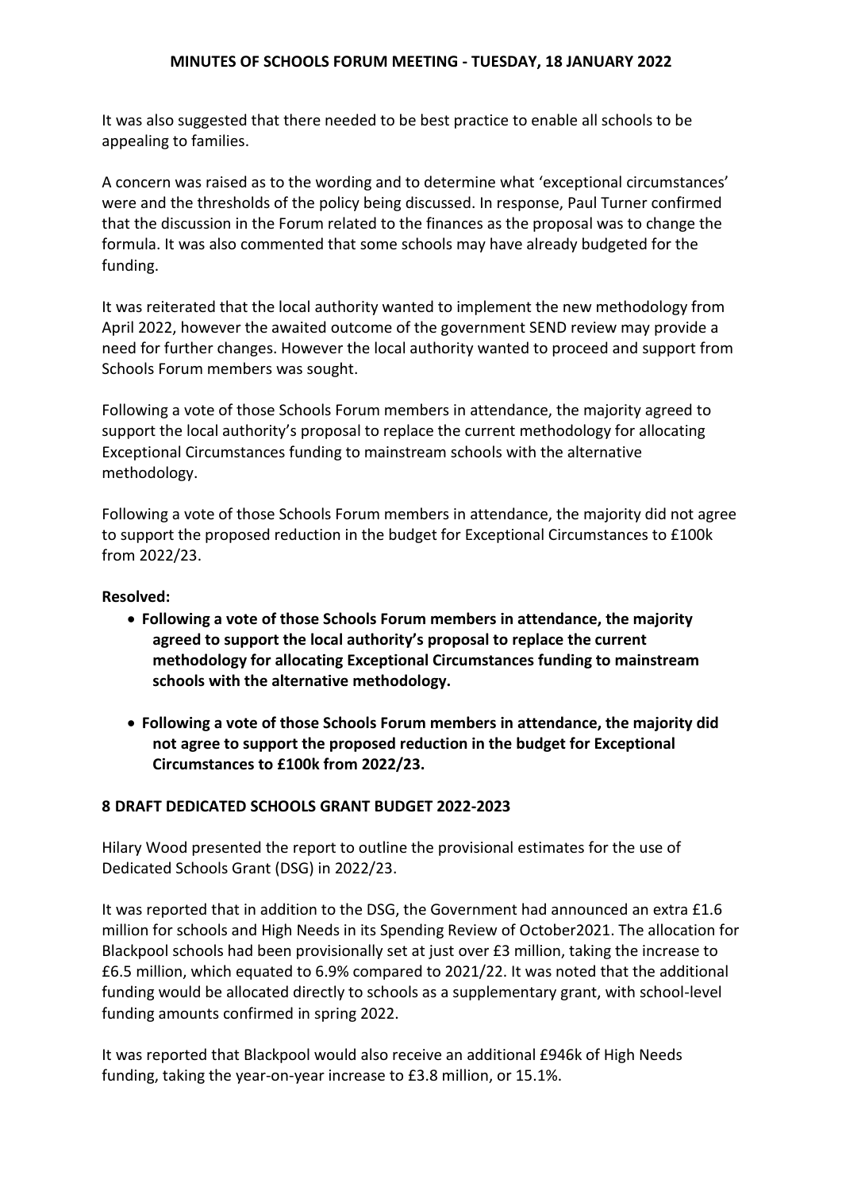It was also suggested that there needed to be best practice to enable all schools to be appealing to families.

A concern was raised as to the wording and to determine what 'exceptional circumstances' were and the thresholds of the policy being discussed. In response, Paul Turner confirmed that the discussion in the Forum related to the finances as the proposal was to change the formula. It was also commented that some schools may have already budgeted for the funding.

It was reiterated that the local authority wanted to implement the new methodology from April 2022, however the awaited outcome of the government SEND review may provide a need for further changes. However the local authority wanted to proceed and support from Schools Forum members was sought.

Following a vote of those Schools Forum members in attendance, the majority agreed to support the local authority's proposal to replace the current methodology for allocating Exceptional Circumstances funding to mainstream schools with the alternative methodology.

Following a vote of those Schools Forum members in attendance, the majority did not agree to support the proposed reduction in the budget for Exceptional Circumstances to £100k from 2022/23.

**Resolved:**

- **Following a vote of those Schools Forum members in attendance, the majority agreed to support the local authority's proposal to replace the current methodology for allocating Exceptional Circumstances funding to mainstream schools with the alternative methodology.**
- **Following a vote of those Schools Forum members in attendance, the majority did not agree to support the proposed reduction in the budget for Exceptional Circumstances to £100k from 2022/23.**

## 8 DRAFT DEDICATED SCHOOLS GRANT BUDGET 2022-2023

Hilary Wood presented the report to outline the provisional estimates for the use of Dedicated Schools Grant (DSG) in 2022/23.

It was reported that in addition to the DSG, the Government had announced an extra £1.6 million for schools and High Needs in its Spending Review of October2021. The allocation for Blackpool schools had been provisionally set at just over £3 million, taking the increase to £6.5 million, which equated to 6.9% compared to 2021/22. It was noted that the additional funding would be allocated directly to schools as a supplementary grant, with school-level funding amounts confirmed in spring 2022.

It was reported that Blackpool would also receive an additional £946k of High Needs funding, taking the year-on-year increase to £3.8 million, or 15.1%.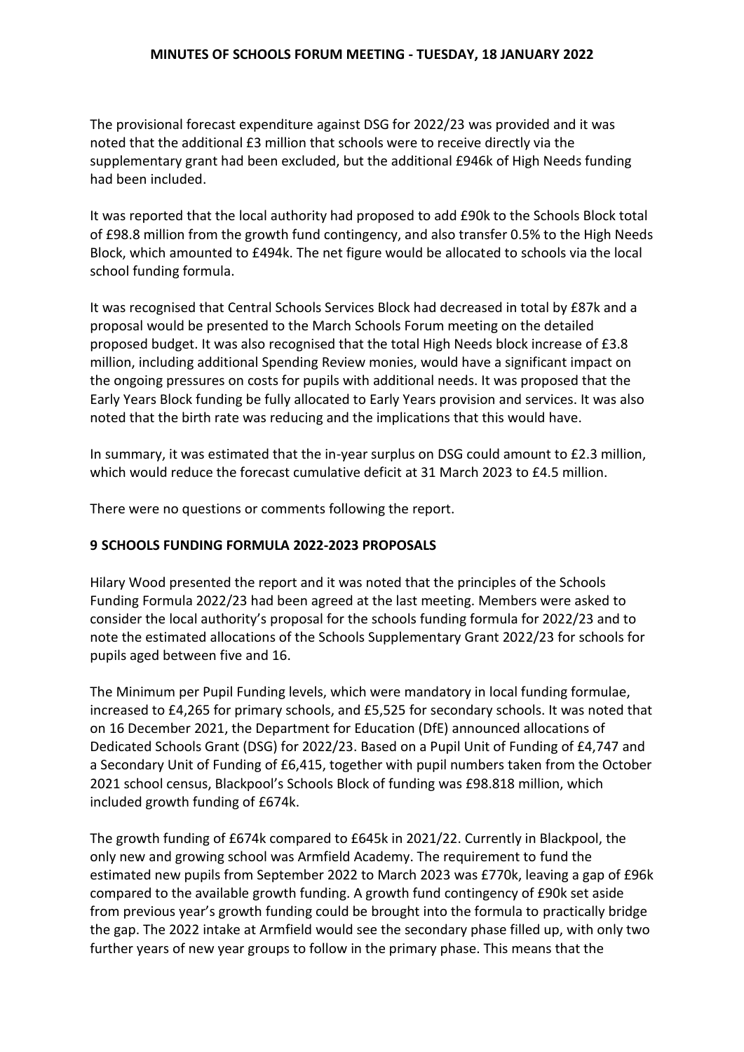The provisional forecast expenditure against DSG for 2022/23 was provided and it was noted that the additional £3 million that schools were to receive directly via the supplementary grant had been excluded, but the additional £946k of High Needs funding had been included.

It was reported that the local authority had proposed to add £90k to the Schools Block total of £98.8 million from the growth fund contingency, and also transfer 0.5% to the High Needs Block, which amounted to £494k. The net figure would be allocated to schools via the local school funding formula.

It was recognised that Central Schools Services Block had decreased in total by £87k and a proposal would be presented to the March Schools Forum meeting on the detailed proposed budget. It was also recognised that the total High Needs block increase of £3.8 million, including additional Spending Review monies, would have a significant impact on the ongoing pressures on costs for pupils with additional needs. It was proposed that the Early Years Block funding be fully allocated to Early Years provision and services. It was also noted that the birth rate was reducing and the implications that this would have.

In summary, it was estimated that the in-year surplus on DSG could amount to £2.3 million, which would reduce the forecast cumulative deficit at 31 March 2023 to £4.5 million.

There were no questions or comments following the report.

## 9 SCHOOLS FUNDING FORMULA 2022-2023 PROPOSALS

Hilary Wood presented the report and it was noted that the principles of the Schools Funding Formula 2022/23 had been agreed at the last meeting. Members were asked to consider the local authority's proposal for the schools funding formula for 2022/23 and to note the estimated allocations of the Schools Supplementary Grant 2022/23 for schools for pupils aged between five and 16.

The Minimum per Pupil Funding levels, which were mandatory in local funding formulae, increased to £4,265 for primary schools, and £5,525 for secondary schools. It was noted that on 16 December 2021, the Department for Education (DfE) announced allocations of Dedicated Schools Grant (DSG) for 2022/23. Based on a Pupil Unit of Funding of £4,747 and a Secondary Unit of Funding of £6,415, together with pupil numbers taken from the October 2021 school census, Blackpool's Schools Block of funding was £98.818 million, which included growth funding of £674k.

The growth funding of £674k compared to £645k in 2021/22. Currently in Blackpool, the only new and growing school was Armfield Academy. The requirement to fund the estimated new pupils from September 2022 to March 2023 was £770k, leaving a gap of £96k compared to the available growth funding. A growth fund contingency of £90k set aside from previous year's growth funding could be brought into the formula to practically bridge the gap. The 2022 intake at Armfield would see the secondary phase filled up, with only two further years of new year groups to follow in the primary phase. This means that the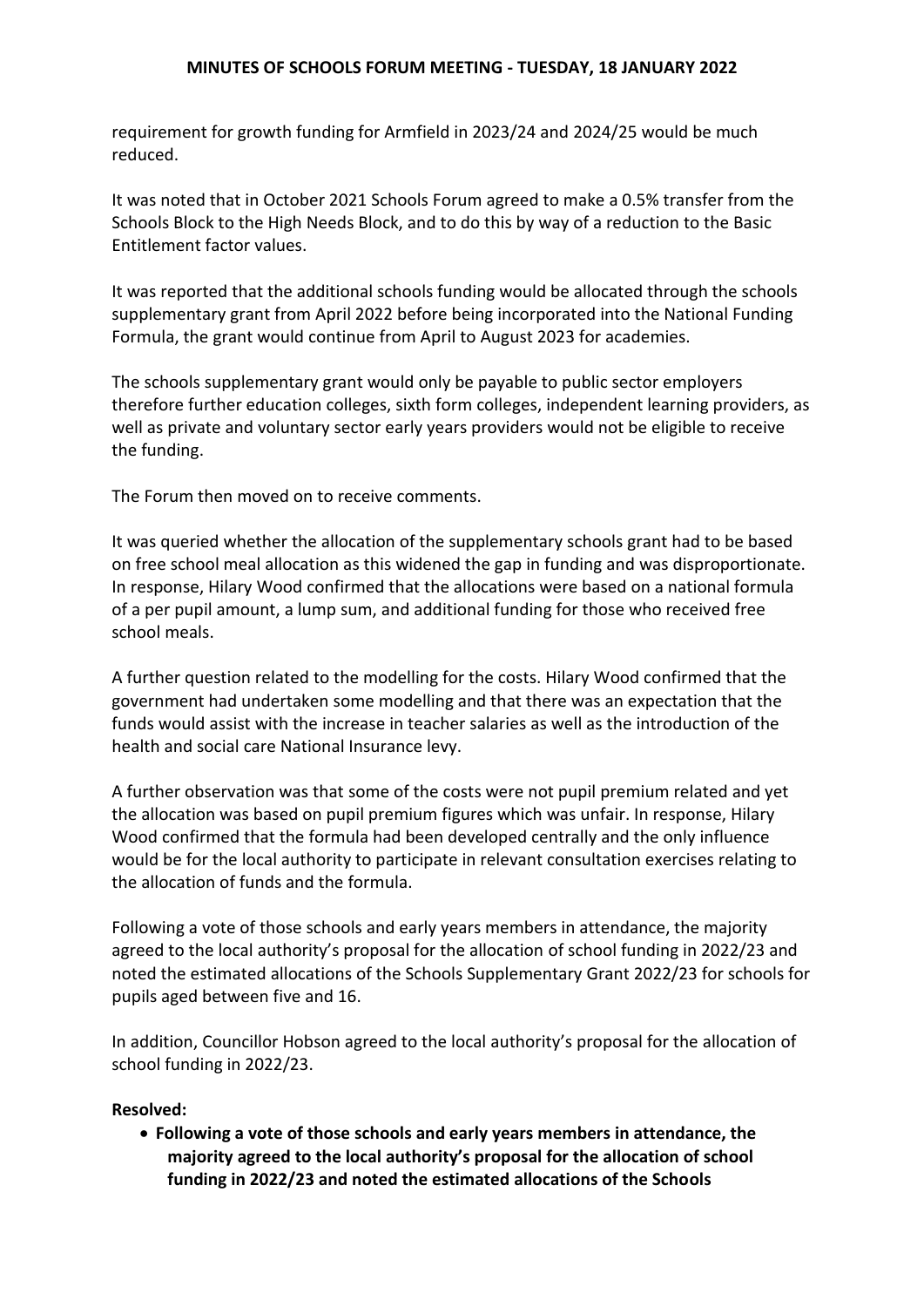requirement for growth funding for Armfield in 2023/24 and 2024/25 would be much reduced.

It was noted that in October 2021 Schools Forum agreed to make a 0.5% transfer from the Schools Block to the High Needs Block, and to do this by way of a reduction to the Basic Entitlement factor values.

It was reported that the additional schools funding would be allocated through the schools supplementary grant from April 2022 before being incorporated into the National Funding Formula, the grant would continue from April to August 2023 for academies.

The schools supplementary grant would only be payable to public sector employers therefore further education colleges, sixth form colleges, independent learning providers, as well as private and voluntary sector early years providers would not be eligible to receive the funding.

The Forum then moved on to receive comments.

It was queried whether the allocation of the supplementary schools grant had to be based on free school meal allocation as this widened the gap in funding and was disproportionate. In response, Hilary Wood confirmed that the allocations were based on a national formula of a per pupil amount, a lump sum, and additional funding for those who received free school meals.

A further question related to the modelling for the costs. Hilary Wood confirmed that the government had undertaken some modelling and that there was an expectation that the funds would assist with the increase in teacher salaries as well as the introduction of the health and social care National Insurance levy.

A further observation was that some of the costs were not pupil premium related and yet the allocation was based on pupil premium figures which was unfair. In response, Hilary Wood confirmed that the formula had been developed centrally and the only influence would be for the local authority to participate in relevant consultation exercises relating to the allocation of funds and the formula.

Following a vote of those schools and early years members in attendance, the majority agreed to the local authority's proposal for the allocation of school funding in 2022/23 and noted the estimated allocations of the Schools Supplementary Grant 2022/23 for schools for pupils aged between five and 16.

In addition, Councillor Hobson agreed to the local authority's proposal for the allocation of school funding in 2022/23.

**Resolved:**

- **Following a vote of those schools and early years members in attendance, the majority agreed to the local authority's proposal for the allocation of school funding in 2022/23 and noted the estimated allocations of the Schools**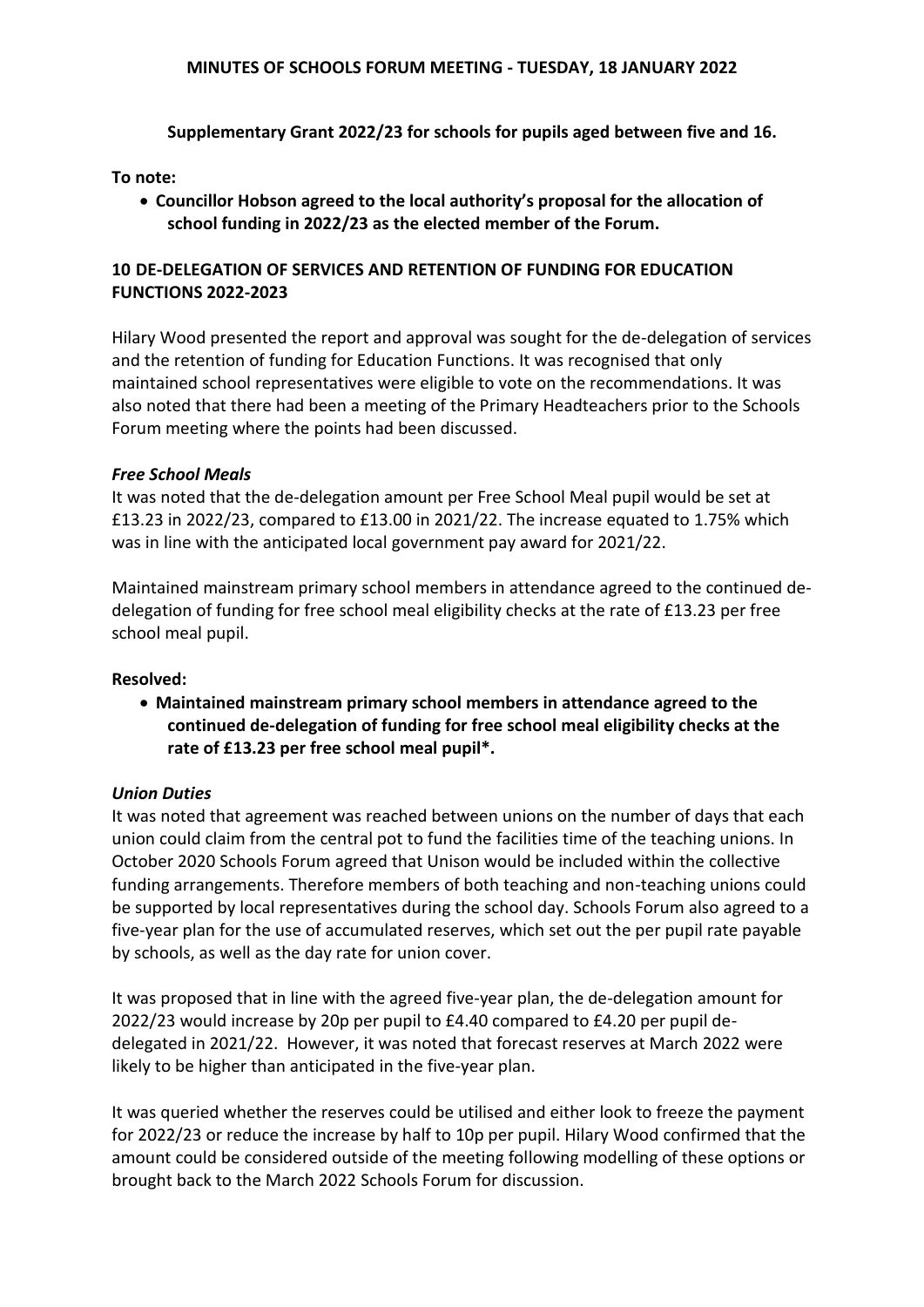**Supplementary Grant 2022/23 for schools for pupils aged between five and 16.**

**To note:**

- **Councillor Hobson agreed to the local authority's proposal for the allocation of school funding in 2022/23 as the elected member of the Forum.**

## 10 DE-DELEGATION OF SERVICES AND RETENTION OF FUNDING FOR EDUCATION FUNCTIONS 2022-2023

Hilary Wood presented the report and approval was sought for the de-delegation of services and the retention of funding for Education Functions. It was recognised that only maintained school representatives were eligible to vote on the recommendations. It was also noted that there had been a meeting of the Primary Headteachers prior to the Schools Forum meeting where the points had been discussed.

### *Free School Meals*

It was noted that the de-delegation amount per Free School Meal pupil would be set at £13.23 in 2022/23, compared to £13.00 in 2021/22. The increase equated to 1.75% which was in line with the anticipated local government pay award for 2021/22.

Maintained mainstream primary school members in attendance agreed to the continued de-delegation of funding for free school meal eligibility checks at the rate of £13.23 per free school meal pupil.

**Resolved:**

- **Maintained mainstream primary school members in attendance agreed to the continued de-delegation of funding for free school meal eligibility checks at the rate of £13.23 per free school meal pupil*.**

### *Union Duties*

It was noted that agreement was reached between unions on the number of days that each union could claim from the central pot to fund the facilities time of the teaching unions. In October 2020 Schools Forum agreed that Unison would be included within the collective funding arrangements. Therefore members of both teaching and non-teaching unions could be supported by local representatives during the school day. Schools Forum also agreed to a five-year plan for the use of accumulated reserves, which set out the per pupil rate payable by schools, as well as the day rate for union cover.

It was proposed that in line with the agreed five-year plan, the de-delegation amount for 2022/23 would increase by 20p per pupil to £4.40 compared to £4.20 per pupil de-delegated in 2021/22. However, it was noted that forecast reserves at March 2022 were likely to be higher than anticipated in the five-year plan.

It was queried whether the reserves could be utilised and either look to freeze the payment for 2022/23 or reduce the increase by half to 10p per pupil. Hilary Wood confirmed that the amount could be considered outside of the meeting following modelling of these options or brought back to the March 2022 Schools Forum for discussion.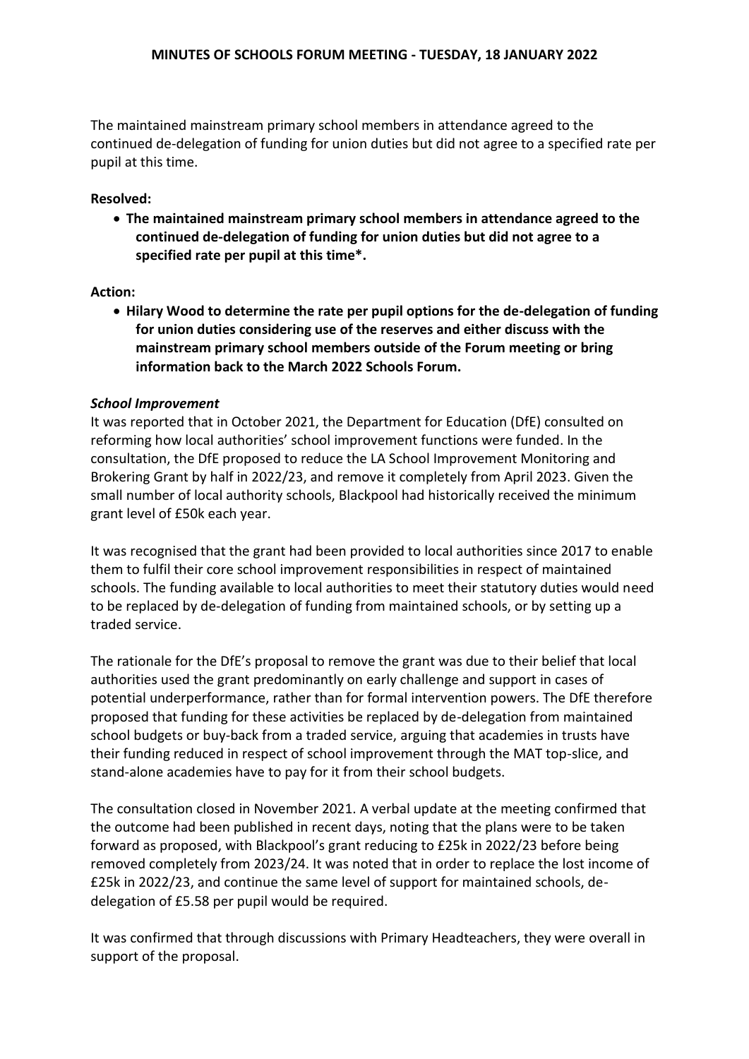The maintained mainstream primary school members in attendance agreed to the continued de-delegation of funding for union duties but did not agree to a specified rate per pupil at this time.

**Resolved:**

- **The maintained mainstream primary school members in attendance agreed to the continued de-delegation of funding for union duties but did not agree to a specified rate per pupil at this time*.**

**Action:**

- **Hilary Wood to determine the rate per pupil options for the de-delegation of funding for union duties considering use of the reserves and either discuss with the mainstream primary school members outside of the Forum meeting or bring information back to the March 2022 Schools Forum.**

***School Improvement***

It was reported that in October 2021, the Department for Education (DfE) consulted on reforming how local authorities' school improvement functions were funded. In the consultation, the DfE proposed to reduce the LA School Improvement Monitoring and Brokering Grant by half in 2022/23, and remove it completely from April 2023. Given the small number of local authority schools, Blackpool had historically received the minimum grant level of £50k each year.

It was recognised that the grant had been provided to local authorities since 2017 to enable them to fulfil their core school improvement responsibilities in respect of maintained schools. The funding available to local authorities to meet their statutory duties would need to be replaced by de-delegation of funding from maintained schools, or by setting up a traded service.

The rationale for the DfE's proposal to remove the grant was due to their belief that local authorities used the grant predominantly on early challenge and support in cases of potential underperformance, rather than for formal intervention powers. The DfE therefore proposed that funding for these activities be replaced by de-delegation from maintained school budgets or buy-back from a traded service, arguing that academies in trusts have their funding reduced in respect of school improvement through the MAT top-slice, and stand-alone academies have to pay for it from their school budgets.

The consultation closed in November 2021. A verbal update at the meeting confirmed that the outcome had been published in recent days, noting that the plans were to be taken forward as proposed, with Blackpool's grant reducing to £25k in 2022/23 before being removed completely from 2023/24. It was noted that in order to replace the lost income of £25k in 2022/23, and continue the same level of support for maintained schools, de-delegation of £5.58 per pupil would be required.

It was confirmed that through discussions with Primary Headteachers, they were overall in support of the proposal.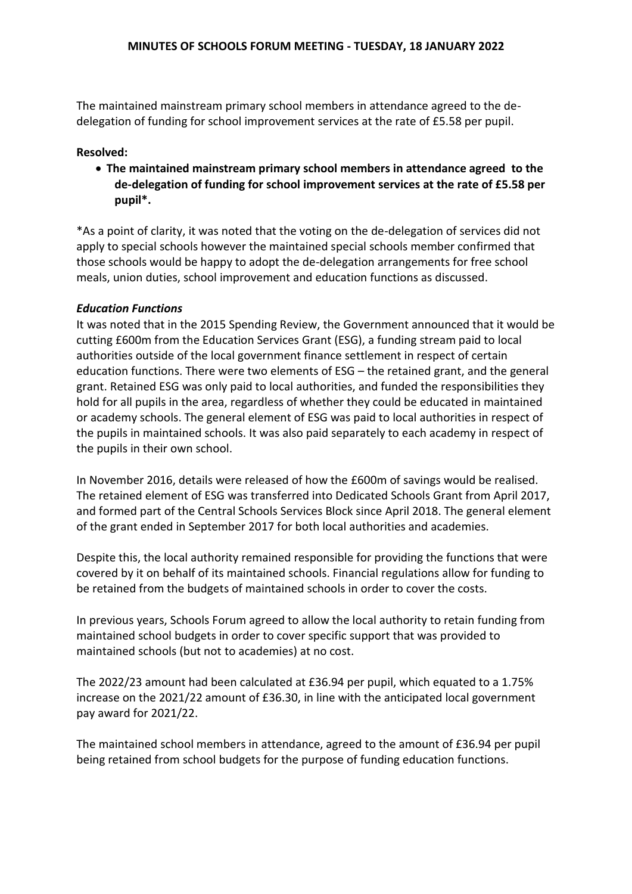The maintained mainstream primary school members in attendance agreed to the de-delegation of funding for school improvement services at the rate of £5.58 per pupil.

**Resolved:**

- **The maintained mainstream primary school members in attendance agreed to the de-delegation of funding for school improvement services at the rate of £5.58 per pupil*.**

*As a point of clarity, it was noted that the voting on the de-delegation of services did not apply to special schools however the maintained special schools member confirmed that those schools would be happy to adopt the de-delegation arrangements for free school meals, union duties, school improvement and education functions as discussed.

***Education Functions***

It was noted that in the 2015 Spending Review, the Government announced that it would be cutting £600m from the Education Services Grant (ESG), a funding stream paid to local authorities outside of the local government finance settlement in respect of certain education functions. There were two elements of ESG – the retained grant, and the general grant. Retained ESG was only paid to local authorities, and funded the responsibilities they hold for all pupils in the area, regardless of whether they could be educated in maintained or academy schools. The general element of ESG was paid to local authorities in respect of the pupils in maintained schools. It was also paid separately to each academy in respect of the pupils in their own school.

In November 2016, details were released of how the £600m of savings would be realised. The retained element of ESG was transferred into Dedicated Schools Grant from April 2017, and formed part of the Central Schools Services Block since April 2018. The general element of the grant ended in September 2017 for both local authorities and academies.

Despite this, the local authority remained responsible for providing the functions that were covered by it on behalf of its maintained schools. Financial regulations allow for funding to be retained from the budgets of maintained schools in order to cover the costs.

In previous years, Schools Forum agreed to allow the local authority to retain funding from maintained school budgets in order to cover specific support that was provided to maintained schools (but not to academies) at no cost.

The 2022/23 amount had been calculated at £36.94 per pupil, which equated to a 1.75% increase on the 2021/22 amount of £36.30, in line with the anticipated local government pay award for 2021/22.

The maintained school members in attendance, agreed to the amount of £36.94 per pupil being retained from school budgets for the purpose of funding education functions.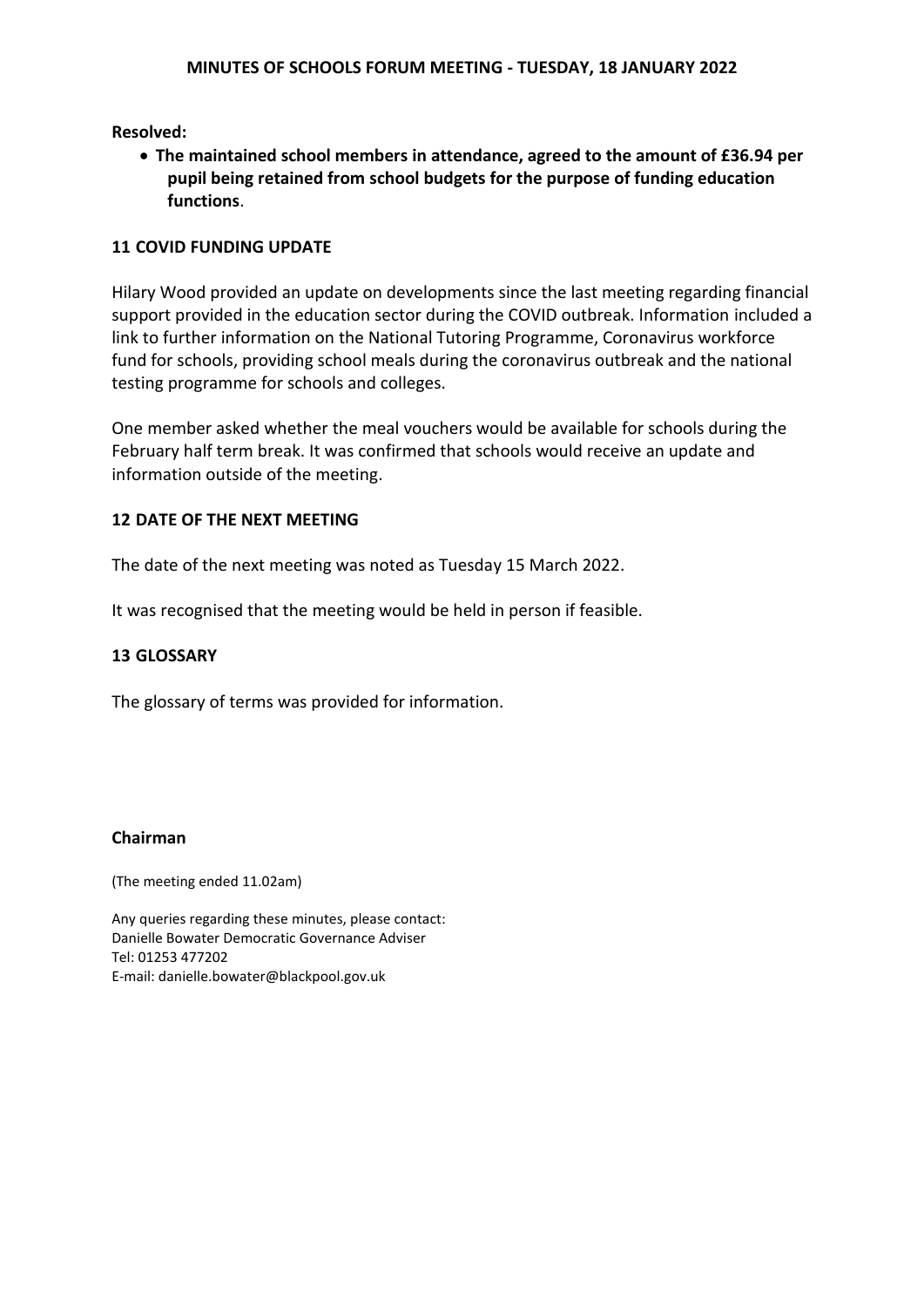**Resolved:**

- **The maintained school members in attendance, agreed to the amount of £36.94 per pupil being retained from school budgets for the purpose of funding education functions**.

## 11 COVID FUNDING UPDATE

Hilary Wood provided an update on developments since the last meeting regarding financial support provided in the education sector during the COVID outbreak. Information included a link to further information on the National Tutoring Programme, Coronavirus workforce fund for schools, providing school meals during the coronavirus outbreak and the national testing programme for schools and colleges.

One member asked whether the meal vouchers would be available for schools during the February half term break. It was confirmed that schools would receive an update and information outside of the meeting.

## 12 DATE OF THE NEXT MEETING

The date of the next meeting was noted as Tuesday 15 March 2022.

It was recognised that the meeting would be held in person if feasible.

## 13 GLOSSARY

The glossary of terms was provided for information.

**Chairman**

(The meeting ended 11.02am)

Any queries regarding these minutes, please contact:
Danielle Bowater Democratic Governance Adviser
Tel: 01253 477202
E-mail: danielle.bowater@blackpool.gov.uk